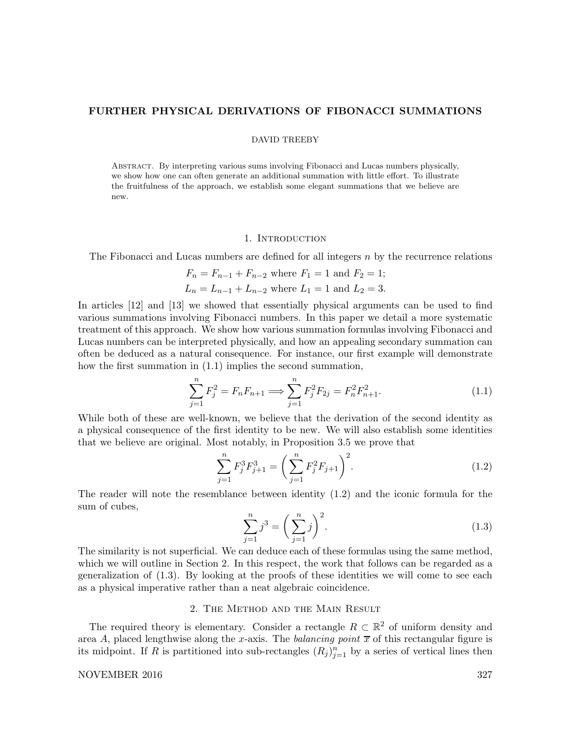# FURTHER PHYSICAL DERIVATIONS OF FIBONACCI SUMMATIONS

DAVID TREEBY

Abstract. By interpreting various sums involving Fibonacci and Lucas numbers physically, we show how one can often generate an additional summation with little effort. To illustrate the fruitfulness of the approach, we establish some elegant summations that we believe are new.

## 1. Introduction

The Fibonacci and Lucas numbers are defined for all integers $n$ by the recurrence relations

$$F_n = F_{n-1} + F_{n-2} \text{ where } F_1 = 1 \text{ and } F_2 = 1;$$
$$L_n = L_{n-1} + L_{n-2} \text{ where } L_1 = 1 \text{ and } L_2 = 3.$$

In articles [12] and [13] we showed that essentially physical arguments can be used to find various summations involving Fibonacci numbers. In this paper we detail a more systematic treatment of this approach. We show how various summation formulas involving Fibonacci and Lucas numbers can be interpreted physically, and how an appealing secondary summation can often be deduced as a natural consequence. For instance, our first example will demonstrate how the first summation in (1.1) implies the second summation,

$$\sum_{j=1}^{n} F_j^2 = F_n F_{n+1} \Longrightarrow \sum_{j=1}^{n} F_j^2 F_{2j} = F_n^2 F_{n+1}^2. \tag{1.1}$$

While both of these are well-known, we believe that the derivation of the second identity as a physical consequence of the first identity to be new. We will also establish some identities that we believe are original. Most notably, in Proposition 3.5 we prove that

$$\sum_{j=1}^{n} F_j^3 F_{j+1}^3 = \left( \sum_{j=1}^{n} F_j^2 F_{j+1} \right)^2. \tag{1.2}$$

The reader will note the resemblance between identity (1.2) and the iconic formula for the sum of cubes,

$$\sum_{j=1}^{n} j^3 = \left( \sum_{j=1}^{n} j \right)^2. \tag{1.3}$$

The similarity is not superficial. We can deduce each of these formulas using the same method, which we will outline in Section 2. In this respect, the work that follows can be regarded as a generalization of (1.3). By looking at the proofs of these identities we will come to see each as a physical imperative rather than a neat algebraic coincidence.

## 2. The Method and the Main Result

The required theory is elementary. Consider a rectangle $R \subset \mathbb{R}^2$ of uniform density and area $A$, placed lengthwise along the $x$-axis. The *balancing point* $\overline{x}$ of this rectangular figure is its midpoint. If $R$ is partitioned into sub-rectangles $(R_j)_{j=1}^{n}$ by a series of vertical lines then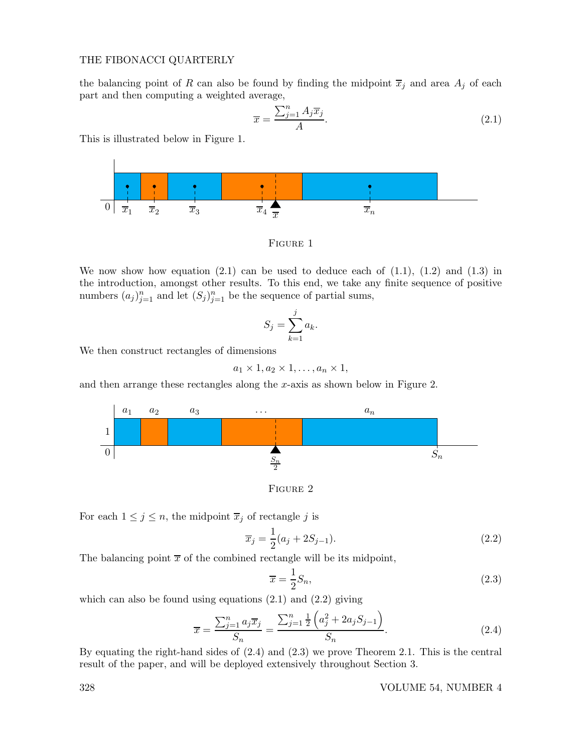the balancing point of $R$ can also be found by finding the midpoint $\overline{x}_j$ and area $A_j$ of each part and then computing a weighted average,

$$\overline{x} = \frac{\sum_{j=1}^{n} A_j \overline{x}_j}{A}. \tag{2.1}$$

This is illustrated below in Figure 1.

Figure 1

We now show how equation (2.1) can be used to deduce each of (1.1), (1.2) and (1.3) in the introduction, amongst other results. To this end, we take any finite sequence of positive numbers $(a_j)_{j=1}^n$ and let $(S_j)_{j=1}^n$ be the sequence of partial sums,

$$S_j = \sum_{k=1}^{j} a_k.$$

We then construct rectangles of dimensions

$$a_1 \times 1, a_2 \times 1, \ldots, a_n \times 1,$$

and then arrange these rectangles along the $x$-axis as shown below in Figure 2.

Figure 2

For each $1 \leq j \leq n$, the midpoint $\overline{x}_j$ of rectangle $j$ is

$$\overline{x}_j = \frac{1}{2}(a_j + 2S_{j-1}). \tag{2.2}$$

The balancing point $\overline{x}$ of the combined rectangle will be its midpoint,

$$\overline{x} = \frac{1}{2}S_n, \tag{2.3}$$

which can also be found using equations (2.1) and (2.2) giving

$$\overline{x} = \frac{\sum_{j=1}^{n} a_j \overline{x}_j}{S_n} = \frac{\sum_{j=1}^{n} \frac{1}{2}\left(a_j^2 + 2a_j S_{j-1}\right)}{S_n}. \tag{2.4}$$

By equating the right-hand sides of (2.4) and (2.3) we prove Theorem 2.1. This is the central result of the paper, and will be deployed extensively throughout Section 3.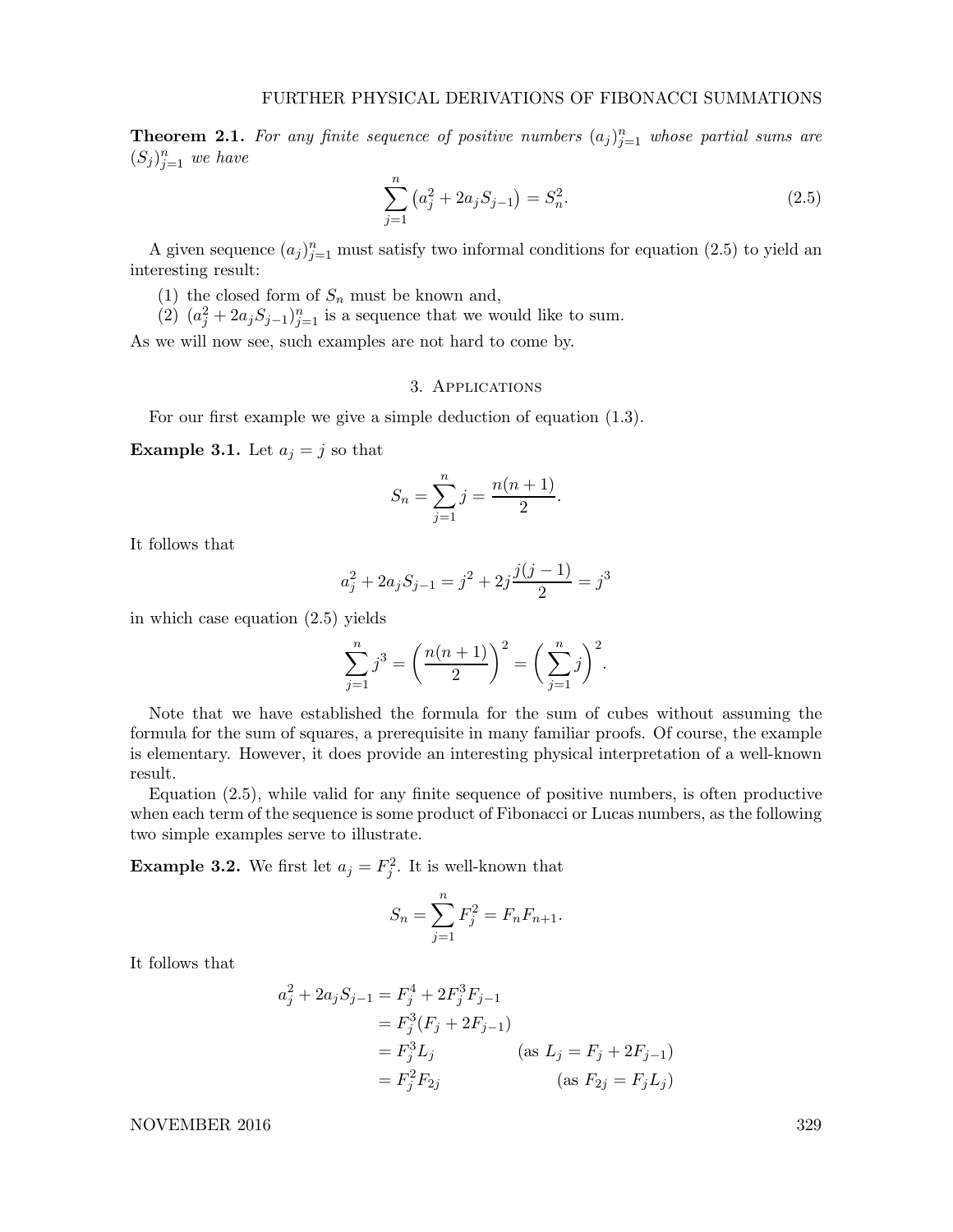**Theorem 2.1.** *For any finite sequence of positive numbers $(a_j)_{j=1}^n$ whose partial sums are $(S_j)_{j=1}^n$ we have*

$$\sum_{j=1}^{n}\left(a_j^2 + 2a_jS_{j-1}\right) = S_n^2. \tag{2.5}$$

A given sequence $(a_j)_{j=1}^n$ must satisfy two informal conditions for equation (2.5) to yield an interesting result:

1. the closed form of $S_n$ must be known and,
2. $(a_j^2 + 2a_jS_{j-1})_{j=1}^n$ is a sequence that we would like to sum.

As we will now see, such examples are not hard to come by.

## 3. Applications

For our first example we give a simple deduction of equation (1.3).

**Example 3.1.** Let $a_j = j$ so that

$$S_n = \sum_{j=1}^{n} j = \frac{n(n+1)}{2}.$$

It follows that

$$a_j^2 + 2a_jS_{j-1} = j^2 + 2j\frac{j(j-1)}{2} = j^3$$

in which case equation (2.5) yields

$$\sum_{j=1}^{n} j^3 = \left(\frac{n(n+1)}{2}\right)^2 = \left(\sum_{j=1}^{n} j\right)^2.$$

Note that we have established the formula for the sum of cubes without assuming the formula for the sum of squares, a prerequisite in many familiar proofs. Of course, the example is elementary. However, it does provide an interesting physical interpretation of a well-known result.

Equation (2.5), while valid for any finite sequence of positive numbers, is often productive when each term of the sequence is some product of Fibonacci or Lucas numbers, as the following two simple examples serve to illustrate.

**Example 3.2.** We first let $a_j = F_j^2$. It is well-known that

$$S_n = \sum_{j=1}^{n} F_j^2 = F_nF_{n+1}.$$

It follows that

$$\begin{aligned}
a_j^2 + 2a_jS_{j-1} &= F_j^4 + 2F_j^3F_{j-1} \\
&= F_j^3(F_j + 2F_{j-1}) \\
&= F_j^3L_j \qquad\qquad (\text{as } L_j = F_j + 2F_{j-1}) \\
&= F_j^2F_{2j} \qquad\qquad (\text{as } F_{2j} = F_jL_j)
\end{aligned}$$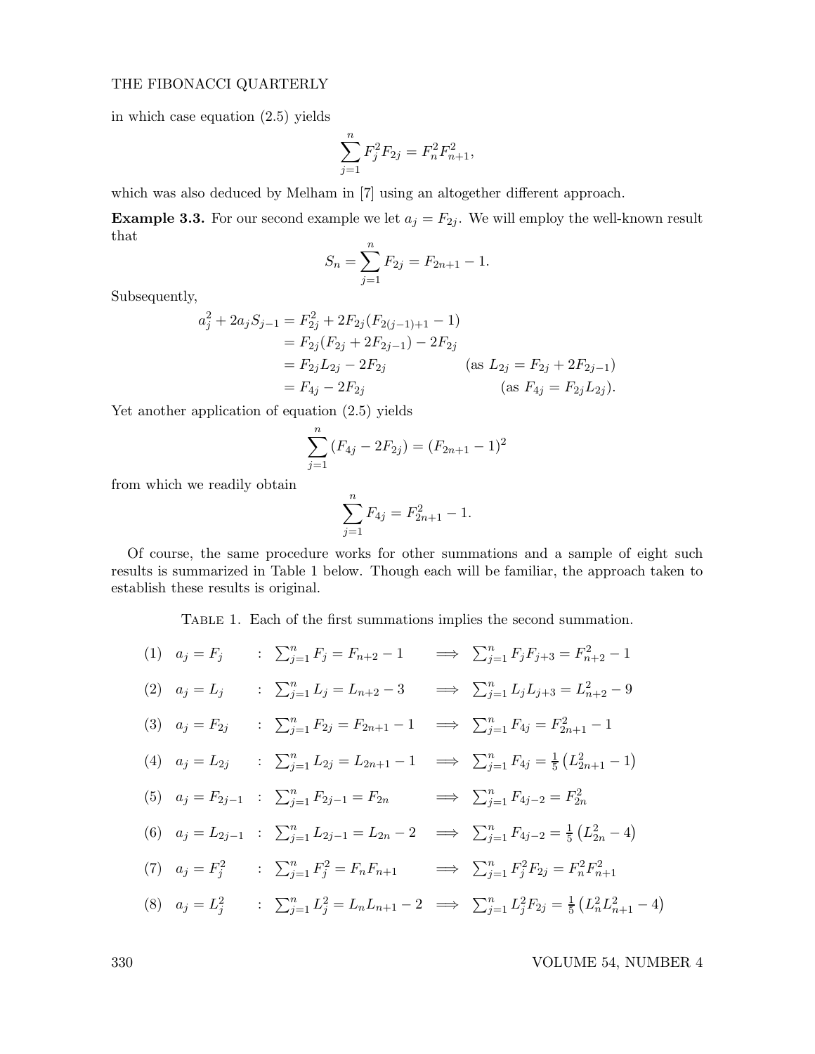in which case equation (2.5) yields

$$\sum_{j=1}^{n} F_j^2 F_{2j} = F_n^2 F_{n+1}^2,$$

which was also deduced by Melham in [7] using an altogether different approach.

**Example 3.3.** For our second example we let $a_j = F_{2j}$. We will employ the well-known result that

$$S_n = \sum_{j=1}^{n} F_{2j} = F_{2n+1} - 1.$$

Subsequently,

$$\begin{aligned}
a_j^2 + 2a_j S_{j-1} &= F_{2j}^2 + 2F_{2j}(F_{2(j-1)+1} - 1) \\
&= F_{2j}(F_{2j} + 2F_{2j-1}) - 2F_{2j} \\
&= F_{2j}L_{2j} - 2F_{2j} \qquad\qquad (\text{as } L_{2j} = F_{2j} + 2F_{2j-1}) \\
&= F_{4j} - 2F_{2j} \qquad\qquad\qquad (\text{as } F_{4j} = F_{2j}L_{2j}).
\end{aligned}$$

Yet another application of equation (2.5) yields

$$\sum_{j=1}^{n} (F_{4j} - 2F_{2j}) = (F_{2n+1} - 1)^2$$

from which we readily obtain

$$\sum_{j=1}^{n} F_{4j} = F_{2n+1}^2 - 1.$$

Of course, the same procedure works for other summations and a sample of eight such results is summarized in Table 1 below. Though each will be familiar, the approach taken to establish these results is original.

Table 1. Each of the first summations implies the second summation.

| | | | | |
|---|---|---|---|---|
| (1) | $a_j = F_j$ | $\sum_{j=1}^{n} F_j = F_{n+2} - 1$ | $\implies$ | $\sum_{j=1}^{n} F_j F_{j+3} = F_{n+2}^2 - 1$ |
| (2) | $a_j = L_j$ | $\sum_{j=1}^{n} L_j = L_{n+2} - 3$ | $\implies$ | $\sum_{j=1}^{n} L_j L_{j+3} = L_{n+2}^2 - 9$ |
| (3) | $a_j = F_{2j}$ | $\sum_{j=1}^{n} F_{2j} = F_{2n+1} - 1$ | $\implies$ | $\sum_{j=1}^{n} F_{4j} = F_{2n+1}^2 - 1$ |
| (4) | $a_j = L_{2j}$ | $\sum_{j=1}^{n} L_{2j} = L_{2n+1} - 1$ | $\implies$ | $\sum_{j=1}^{n} F_{4j} = \frac{1}{5}\left(L_{2n+1}^2 - 1\right)$ |
| (5) | $a_j = F_{2j-1}$ | $\sum_{j=1}^{n} F_{2j-1} = F_{2n}$ | $\implies$ | $\sum_{j=1}^{n} F_{4j-2} = F_{2n}^2$ |
| (6) | $a_j = L_{2j-1}$ | $\sum_{j=1}^{n} L_{2j-1} = L_{2n} - 2$ | $\implies$ | $\sum_{j=1}^{n} F_{4j-2} = \frac{1}{5}\left(L_{2n}^2 - 4\right)$ |
| (7) | $a_j = F_j^2$ | $\sum_{j=1}^{n} F_j^2 = F_n F_{n+1}$ | $\implies$ | $\sum_{j=1}^{n} F_j^2 F_{2j} = F_n^2 F_{n+1}^2$ |
| (8) | $a_j = L_j^2$ | $\sum_{j=1}^{n} L_j^2 = L_n L_{n+1} - 2$ | $\implies$ | $\sum_{j=1}^{n} L_j^2 F_{2j} = \frac{1}{5}\left(L_n^2 L_{n+1}^2 - 4\right)$ |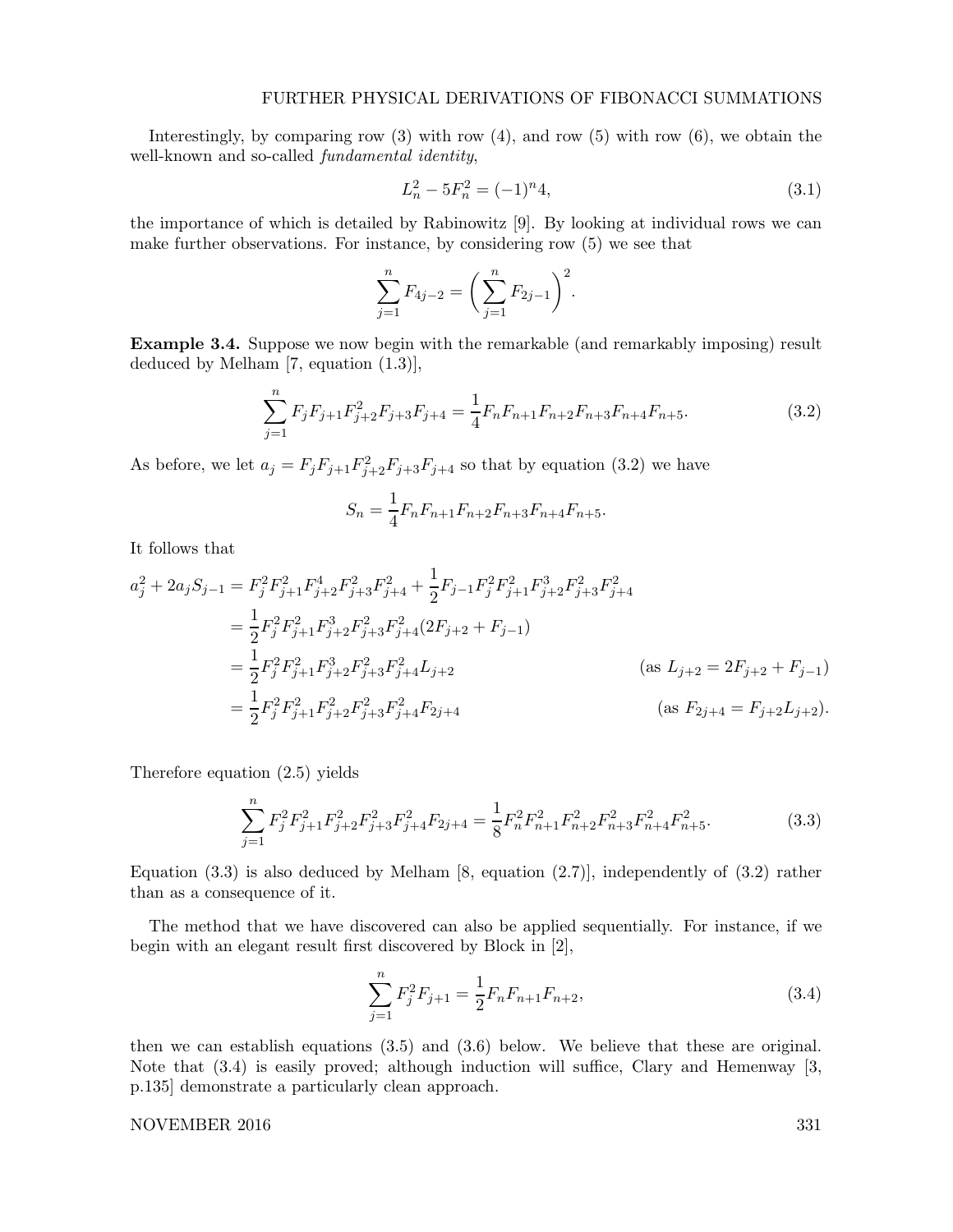Interestingly, by comparing row (3) with row (4), and row (5) with row (6), we obtain the well-known and so-called *fundamental identity*,

$$L_n^2 - 5F_n^2 = (-1)^n 4, \tag{3.1}$$

the importance of which is detailed by Rabinowitz [9]. By looking at individual rows we can make further observations. For instance, by considering row (5) we see that

$$\sum_{j=1}^{n} F_{4j-2} = \left( \sum_{j=1}^{n} F_{2j-1} \right)^2.$$

**Example 3.4.** Suppose we now begin with the remarkable (and remarkably imposing) result deduced by Melham [7, equation (1.3)],

$$\sum_{j=1}^{n} F_j F_{j+1} F_{j+2}^2 F_{j+3} F_{j+4} = \frac{1}{4} F_n F_{n+1} F_{n+2} F_{n+3} F_{n+4} F_{n+5}. \tag{3.2}$$

As before, we let $a_j = F_j F_{j+1} F_{j+2}^2 F_{j+3} F_{j+4}$ so that by equation (3.2) we have

$$S_n = \frac{1}{4} F_n F_{n+1} F_{n+2} F_{n+3} F_{n+4} F_{n+5}.$$

It follows that

$$\begin{aligned}
a_j^2 + 2a_j S_{j-1} &= F_j^2 F_{j+1}^2 F_{j+2}^4 F_{j+3}^2 F_{j+4}^2 + \frac{1}{2} F_{j-1} F_j^2 F_{j+1}^2 F_{j+2}^3 F_{j+3}^2 F_{j+4}^2 \\
&= \frac{1}{2} F_j^2 F_{j+1}^2 F_{j+2}^3 F_{j+3}^2 F_{j+4}^2 (2F_{j+2} + F_{j-1}) \\
&= \frac{1}{2} F_j^2 F_{j+1}^2 F_{j+2}^3 F_{j+3}^2 F_{j+4}^2 L_{j+2} \qquad \text{(as } L_{j+2} = 2F_{j+2} + F_{j-1}\text{)} \\
&= \frac{1}{2} F_j^2 F_{j+1}^2 F_{j+2}^2 F_{j+3}^2 F_{j+4}^2 F_{2j+4} \qquad \text{(as } F_{2j+4} = F_{j+2} L_{j+2}\text{)}.
\end{aligned}$$

Therefore equation (2.5) yields

$$\sum_{j=1}^{n} F_j^2 F_{j+1}^2 F_{j+2}^2 F_{j+3}^2 F_{j+4}^2 F_{2j+4} = \frac{1}{8} F_n^2 F_{n+1}^2 F_{n+2}^2 F_{n+3}^2 F_{n+4}^2 F_{n+5}^2. \tag{3.3}$$

Equation (3.3) is also deduced by Melham [8, equation (2.7)], independently of (3.2) rather than as a consequence of it.

The method that we have discovered can also be applied sequentially. For instance, if we begin with an elegant result first discovered by Block in [2],

$$\sum_{j=1}^{n} F_j^2 F_{j+1} = \frac{1}{2} F_n F_{n+1} F_{n+2}, \tag{3.4}$$

then we can establish equations (3.5) and (3.6) below. We believe that these are original. Note that (3.4) is easily proved; although induction will suffice, Clary and Hemenway [3, p.135] demonstrate a particularly clean approach.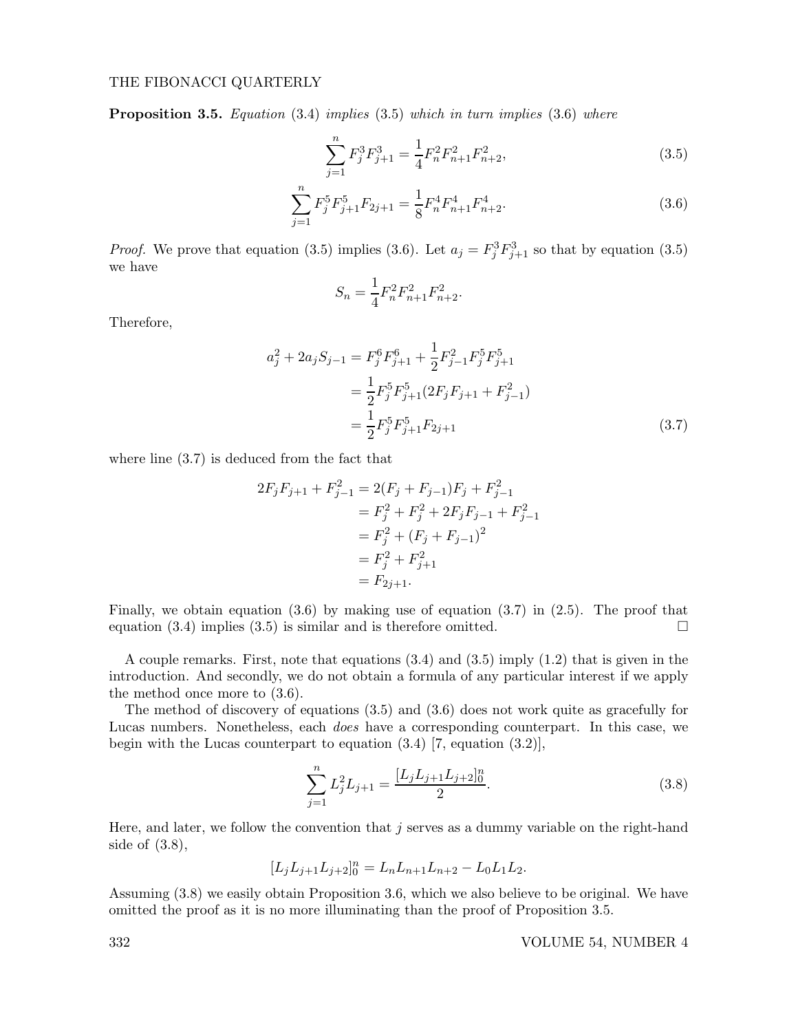**Proposition 3.5.** *Equation* (3.4) *implies* (3.5) *which in turn implies* (3.6) *where*

$$\sum_{j=1}^{n} F_j^3 F_{j+1}^3 = \frac{1}{4} F_n^2 F_{n+1}^2 F_{n+2}^2, \tag{3.5}$$

$$\sum_{j=1}^{n} F_j^5 F_{j+1}^5 F_{2j+1} = \frac{1}{8} F_n^4 F_{n+1}^4 F_{n+2}^4. \tag{3.6}$$

*Proof.* We prove that equation (3.5) implies (3.6). Let $a_j = F_j^3 F_{j+1}^3$ so that by equation (3.5) we have

$$S_n = \frac{1}{4} F_n^2 F_{n+1}^2 F_{n+2}^2.$$

Therefore,

$$\begin{aligned}
a_j^2 + 2a_j S_{j-1} &= F_j^6 F_{j+1}^6 + \frac{1}{2} F_{j-1}^2 F_j^5 F_{j+1}^5 \\
&= \frac{1}{2} F_j^5 F_{j+1}^5 (2F_j F_{j+1} + F_{j-1}^2) \\
&= \frac{1}{2} F_j^5 F_{j+1}^5 F_{2j+1} \qquad (3.7)
\end{aligned}$$

where line (3.7) is deduced from the fact that

$$\begin{aligned}
2F_j F_{j+1} + F_{j-1}^2 &= 2(F_j + F_{j-1})F_j + F_{j-1}^2 \\
&= F_j^2 + F_j^2 + 2F_j F_{j-1} + F_{j-1}^2 \\
&= F_j^2 + (F_j + F_{j-1})^2 \\
&= F_j^2 + F_{j+1}^2 \\
&= F_{2j+1}.
\end{aligned}$$

Finally, we obtain equation (3.6) by making use of equation (3.7) in (2.5). The proof that equation (3.4) implies (3.5) is similar and is therefore omitted. □

A couple remarks. First, note that equations (3.4) and (3.5) imply (1.2) that is given in the introduction. And secondly, we do not obtain a formula of any particular interest if we apply the method once more to (3.6).

The method of discovery of equations (3.5) and (3.6) does not work quite as gracefully for Lucas numbers. Nonetheless, each *does* have a corresponding counterpart. In this case, we begin with the Lucas counterpart to equation (3.4) [7, equation (3.2)],

$$\sum_{j=1}^{n} L_j^2 L_{j+1} = \frac{[L_j L_{j+1} L_{j+2}]_0^n}{2}. \tag{3.8}$$

Here, and later, we follow the convention that $j$ serves as a dummy variable on the right-hand side of (3.8),

$$[L_j L_{j+1} L_{j+2}]_0^n = L_n L_{n+1} L_{n+2} - L_0 L_1 L_2.$$

Assuming (3.8) we easily obtain Proposition 3.6, which we also believe to be original. We have omitted the proof as it is no more illuminating than the proof of Proposition 3.5.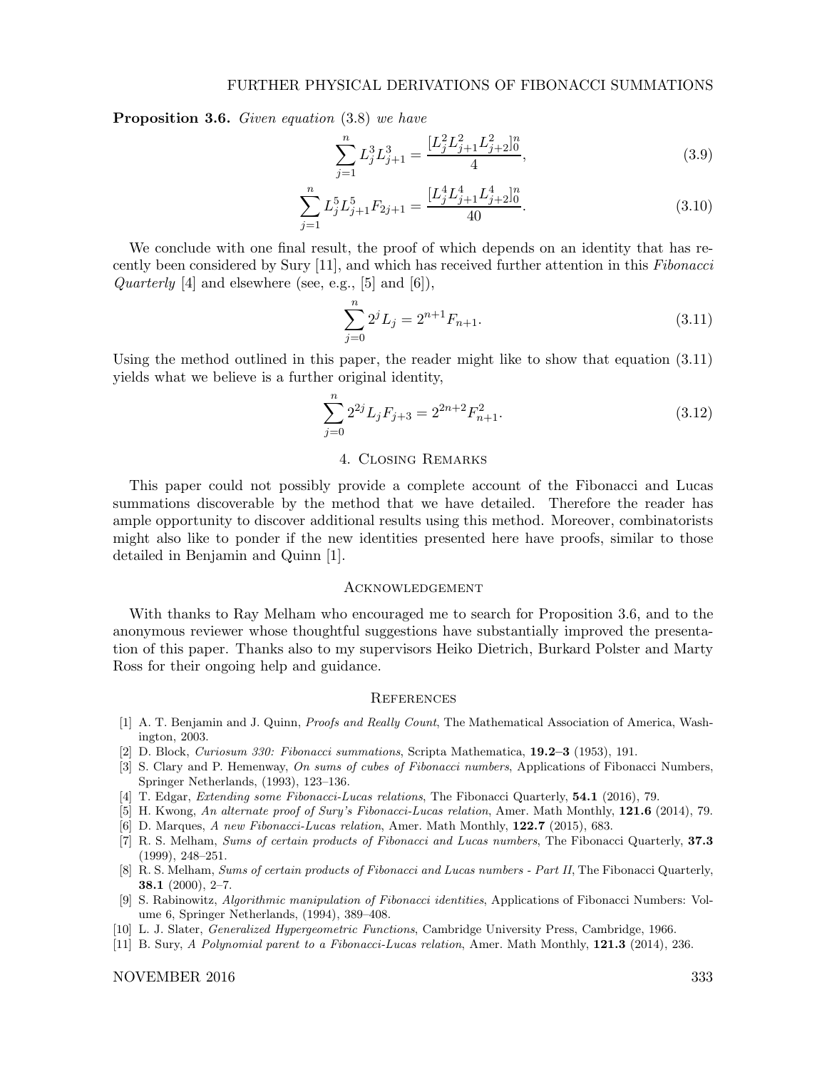**Proposition 3.6.** *Given equation* (3.8) *we have*

$$\sum_{j=1}^{n} L_j^3 L_{j+1}^3 = \frac{[L_j^2 L_{j+1}^2 L_{j+2}^2]_0^n}{4}, \tag{3.9}$$

$$\sum_{j=1}^{n} L_j^5 L_{j+1}^5 F_{2j+1} = \frac{[L_j^4 L_{j+1}^4 L_{j+2}^4]_0^n}{40}. \tag{3.10}$$

We conclude with one final result, the proof of which depends on an identity that has recently been considered by Sury [11], and which has received further attention in this *Fibonacci Quarterly* [4] and elsewhere (see, e.g., [5] and [6]),

$$\sum_{j=0}^{n} 2^j L_j = 2^{n+1} F_{n+1}. \tag{3.11}$$

Using the method outlined in this paper, the reader might like to show that equation (3.11) yields what we believe is a further original identity,

$$\sum_{j=0}^{n} 2^{2j} L_j F_{j+3} = 2^{2n+2} F_{n+1}^2. \tag{3.12}$$

## 4. Closing Remarks

This paper could not possibly provide a complete account of the Fibonacci and Lucas summations discoverable by the method that we have detailed. Therefore the reader has ample opportunity to discover additional results using this method. Moreover, combinatorists might also like to ponder if the new identities presented here have proofs, similar to those detailed in Benjamin and Quinn [1].

## Acknowledgement

With thanks to Ray Melham who encouraged me to search for Proposition 3.6, and to the anonymous reviewer whose thoughtful suggestions have substantially improved the presentation of this paper. Thanks also to my supervisors Heiko Dietrich, Burkard Polster and Marty Ross for their ongoing help and guidance.

## References

[1] A. T. Benjamin and J. Quinn, *Proofs and Really Count*, The Mathematical Association of America, Washington, 2003.

[2] D. Block, *Curiosum 330: Fibonacci summations*, Scripta Mathematica, **19.2–3** (1953), 191.

[3] S. Clary and P. Hemenway, *On sums of cubes of Fibonacci numbers*, Applications of Fibonacci Numbers, Springer Netherlands, (1993), 123–136.

[4] T. Edgar, *Extending some Fibonacci-Lucas relations*, The Fibonacci Quarterly, **54.1** (2016), 79.

[5] H. Kwong, *An alternate proof of Sury's Fibonacci-Lucas relation*, Amer. Math Monthly, **121.6** (2014), 79.

[6] D. Marques, *A new Fibonacci-Lucas relation*, Amer. Math Monthly, **122.7** (2015), 683.

[7] R. S. Melham, *Sums of certain products of Fibonacci and Lucas numbers*, The Fibonacci Quarterly, **37.3** (1999), 248–251.

[8] R. S. Melham, *Sums of certain products of Fibonacci and Lucas numbers - Part II*, The Fibonacci Quarterly, **38.1** (2000), 2–7.

[9] S. Rabinowitz, *Algorithmic manipulation of Fibonacci identities*, Applications of Fibonacci Numbers: Volume 6, Springer Netherlands, (1994), 389–408.

[10] L. J. Slater, *Generalized Hypergeometric Functions*, Cambridge University Press, Cambridge, 1966.

[11] B. Sury, *A Polynomial parent to a Fibonacci-Lucas relation*, Amer. Math Monthly, **121.3** (2014), 236.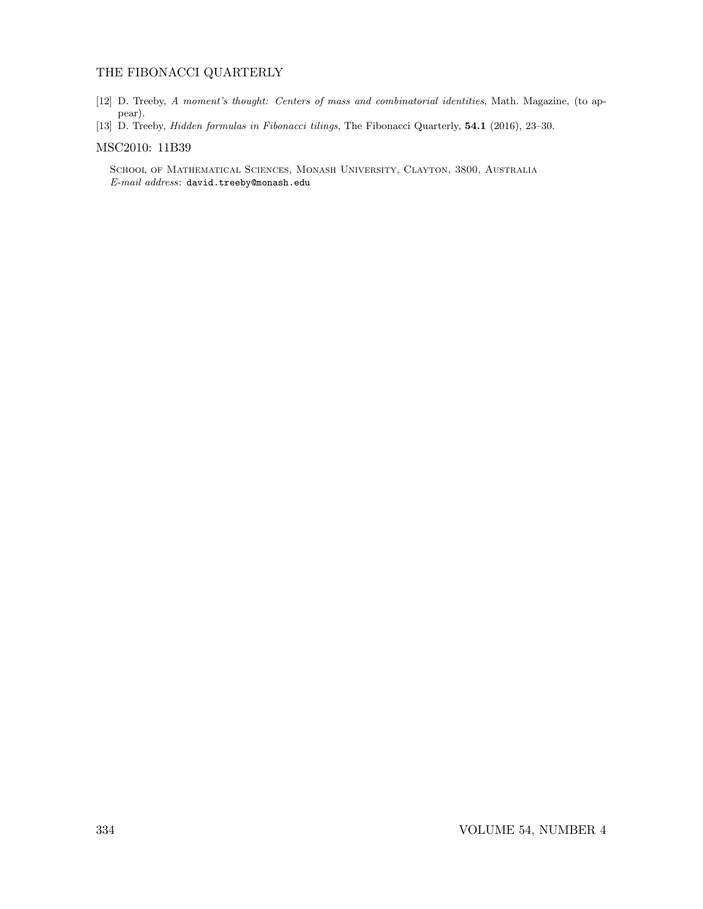[12] D. Treeby, *A moment's thought: Centers of mass and combinatorial identities*, Math. Magazine, (to appear).

[13] D. Treeby, *Hidden formulas in Fibonacci tilings*, The Fibonacci Quarterly, **54.1** (2016), 23–30.

MSC2010: 11B39

School of Mathematical Sciences, Monash University, Clayton, 3800, Australia
*E-mail address*: `david.treeby@monash.edu`